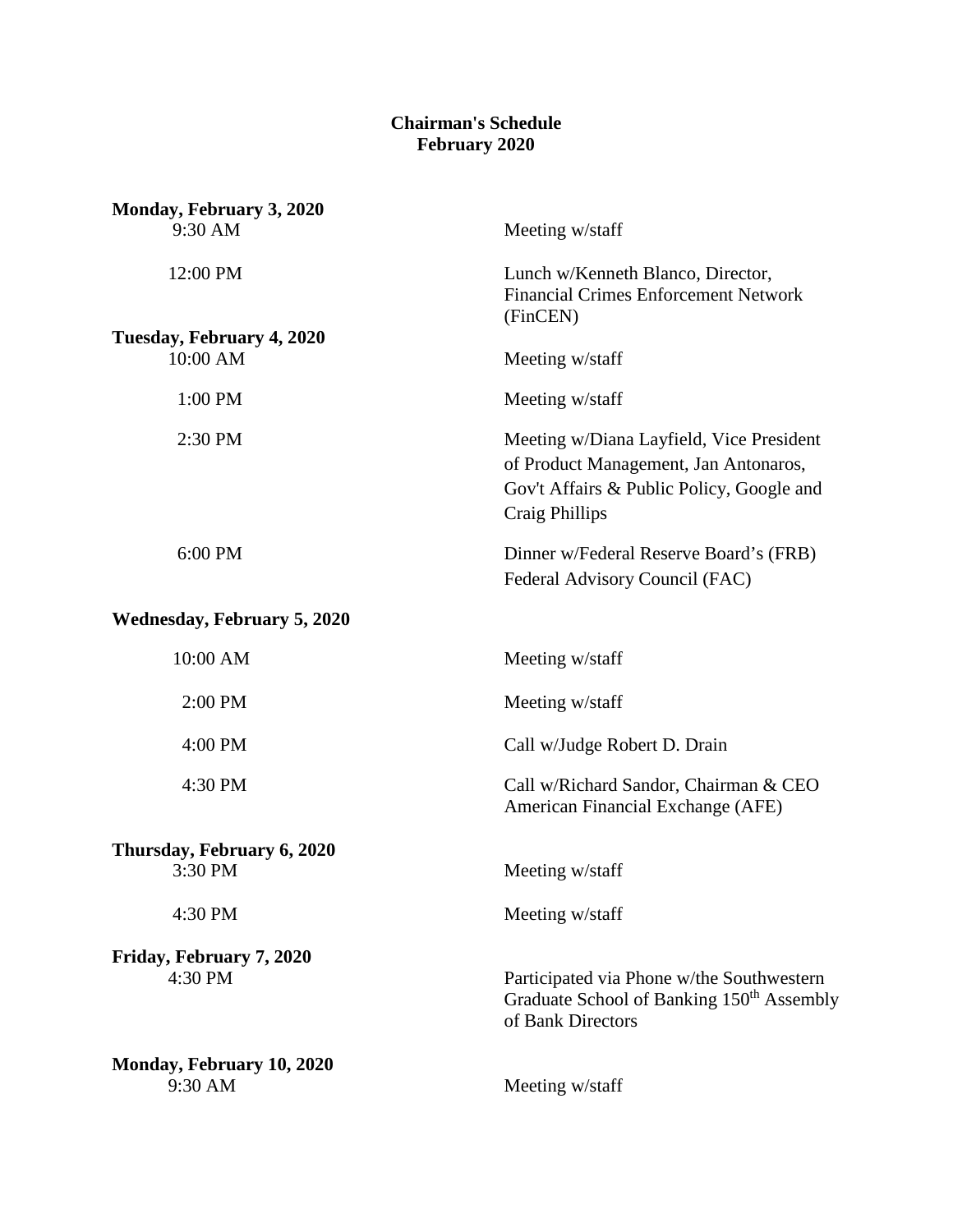**Chairman's Schedule**
**February 2020**

**Monday, February 3, 2020**

| | |
|---|---|
| 9:30 AM | Meeting w/staff |
| 12:00 PM | Lunch w/Kenneth Blanco, Director, Financial Crimes Enforcement Network (FinCEN) |

**Tuesday, February 4, 2020**

| | |
|---|---|
| 10:00 AM | Meeting w/staff |
| 1:00 PM | Meeting w/staff |
| 2:30 PM | Meeting w/Diana Layfield, Vice President of Product Management, Jan Antonaros, Gov't Affairs & Public Policy, Google and Craig Phillips |
| 6:00 PM | Dinner w/Federal Reserve Board's (FRB) Federal Advisory Council (FAC) |

**Wednesday, February 5, 2020**

| | |
|---|---|
| 10:00 AM | Meeting w/staff |
| 2:00 PM | Meeting w/staff |
| 4:00 PM | Call w/Judge Robert D. Drain |
| 4:30 PM | Call w/Richard Sandor, Chairman & CEO American Financial Exchange (AFE) |

**Thursday, February 6, 2020**

| | |
|---|---|
| 3:30 PM | Meeting w/staff |
| 4:30 PM | Meeting w/staff |

**Friday, February 7, 2020**

| | |
|---|---|
| 4:30 PM | Participated via Phone w/the Southwestern Graduate School of Banking 150th Assembly of Bank Directors |

**Monday, February 10, 2020**

| | |
|---|---|
| 9:30 AM | Meeting w/staff |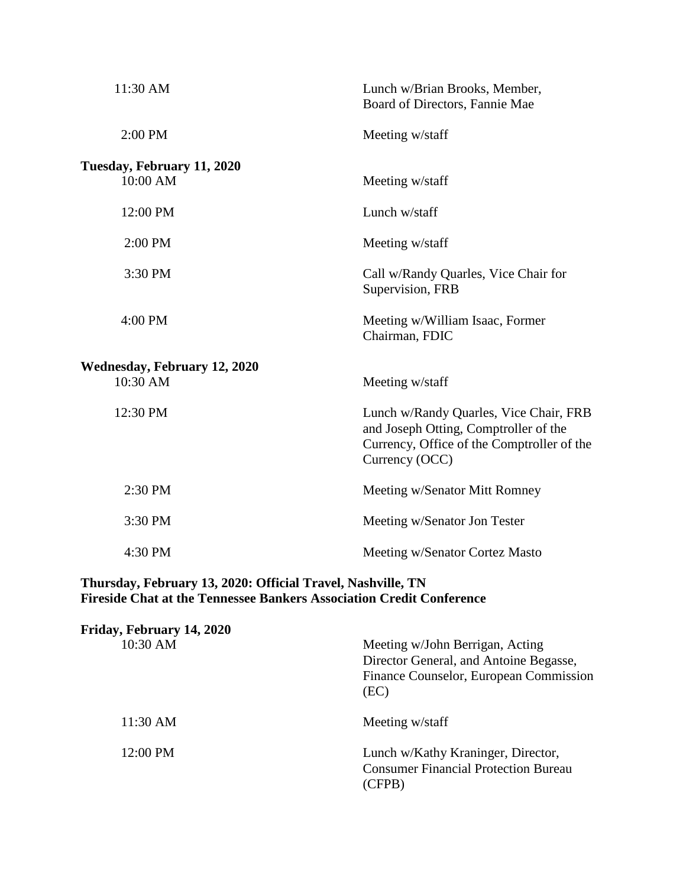| | |
|---|---|
| 11:30 AM | Lunch w/Brian Brooks, Member, Board of Directors, Fannie Mae |
| 2:00 PM | Meeting w/staff |

**Tuesday, February 11, 2020**

| | |
|---|---|
| 10:00 AM | Meeting w/staff |
| 12:00 PM | Lunch w/staff |
| 2:00 PM | Meeting w/staff |
| 3:30 PM | Call w/Randy Quarles, Vice Chair for Supervision, FRB |
| 4:00 PM | Meeting w/William Isaac, Former Chairman, FDIC |

**Wednesday, February 12, 2020**

| | |
|---|---|
| 10:30 AM | Meeting w/staff |
| 12:30 PM | Lunch w/Randy Quarles, Vice Chair, FRB and Joseph Otting, Comptroller of the Currency, Office of the Comptroller of the Currency (OCC) |
| 2:30 PM | Meeting w/Senator Mitt Romney |
| 3:30 PM | Meeting w/Senator Jon Tester |
| 4:30 PM | Meeting w/Senator Cortez Masto |

**Thursday, February 13, 2020: Official Travel, Nashville, TN**
**Fireside Chat at the Tennessee Bankers Association Credit Conference**

**Friday, February 14, 2020**

| | |
|---|---|
| 10:30 AM | Meeting w/John Berrigan, Acting Director General, and Antoine Begasse, Finance Counselor, European Commission (EC) |
| 11:30 AM | Meeting w/staff |
| 12:00 PM | Lunch w/Kathy Kraninger, Director, Consumer Financial Protection Bureau (CFPB) |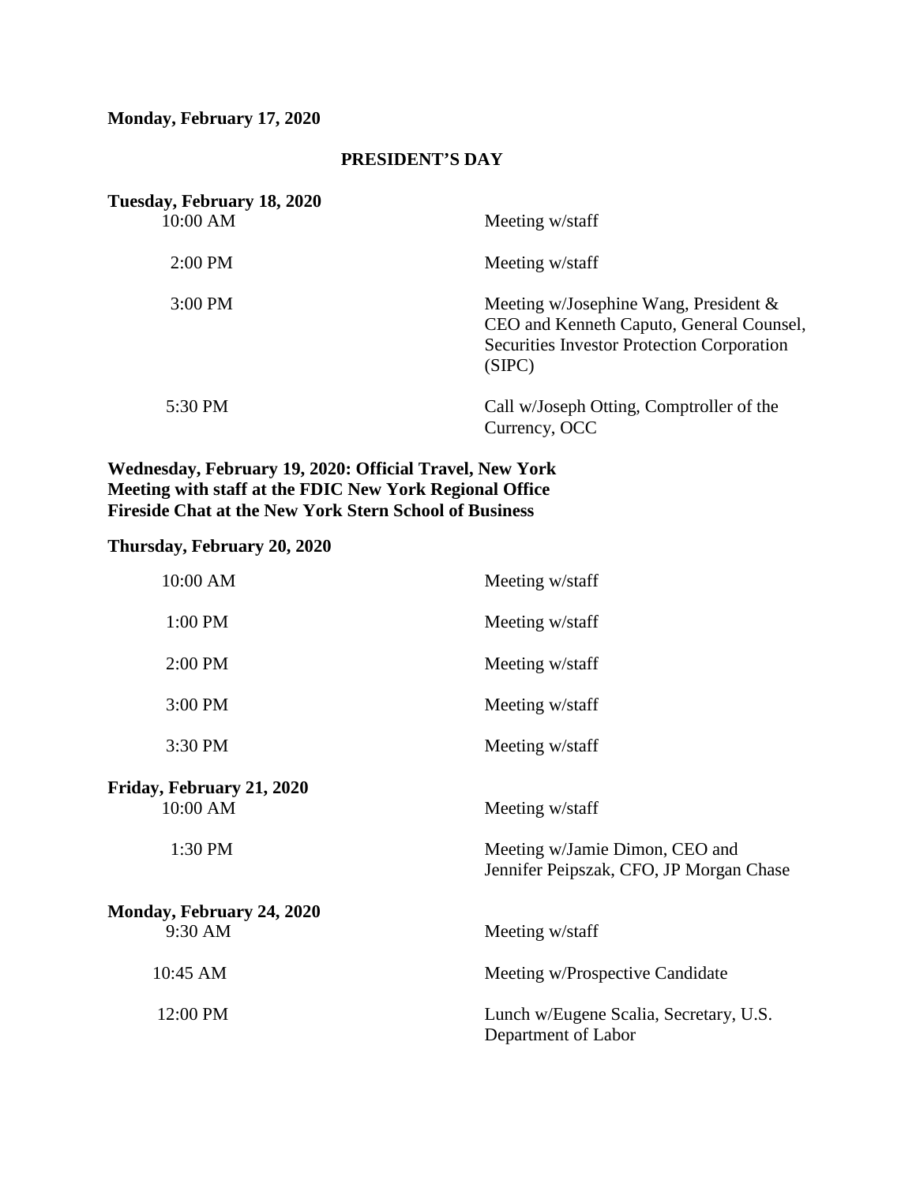**Monday, February 17, 2020**

**PRESIDENT'S DAY**

**Tuesday, February 18, 2020**

| | |
|---|---|
| 10:00 AM | Meeting w/staff |
| 2:00 PM | Meeting w/staff |
| 3:00 PM | Meeting w/Josephine Wang, President & CEO and Kenneth Caputo, General Counsel, Securities Investor Protection Corporation (SIPC) |
| 5:30 PM | Call w/Joseph Otting, Comptroller of the Currency, OCC |

**Wednesday, February 19, 2020: Official Travel, New York**
**Meeting with staff at the FDIC New York Regional Office**
**Fireside Chat at the New York Stern School of Business**

**Thursday, February 20, 2020**

| | |
|---|---|
| 10:00 AM | Meeting w/staff |
| 1:00 PM | Meeting w/staff |
| 2:00 PM | Meeting w/staff |
| 3:00 PM | Meeting w/staff |
| 3:30 PM | Meeting w/staff |

**Friday, February 21, 2020**

| | |
|---|---|
| 10:00 AM | Meeting w/staff |
| 1:30 PM | Meeting w/Jamie Dimon, CEO and Jennifer Peipszak, CFO, JP Morgan Chase |

**Monday, February 24, 2020**

| | |
|---|---|
| 9:30 AM | Meeting w/staff |
| 10:45 AM | Meeting w/Prospective Candidate |
| 12:00 PM | Lunch w/Eugene Scalia, Secretary, U.S. Department of Labor |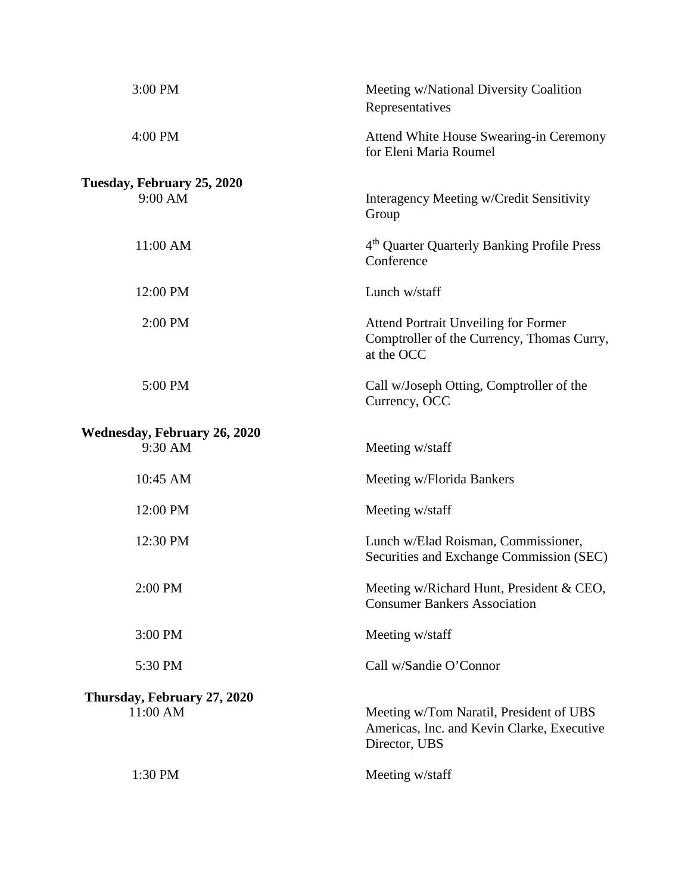3:00 PM — Meeting w/National Diversity Coalition Representatives

4:00 PM — Attend White House Swearing-in Ceremony for Eleni Maria Roumel

**Tuesday, February 25, 2020**

9:00 AM — Interagency Meeting w/Credit Sensitivity Group

11:00 AM — 4th Quarter Quarterly Banking Profile Press Conference

12:00 PM — Lunch w/staff

2:00 PM — Attend Portrait Unveiling for Former Comptroller of the Currency, Thomas Curry, at the OCC

5:00 PM — Call w/Joseph Otting, Comptroller of the Currency, OCC

**Wednesday, February 26, 2020**

9:30 AM — Meeting w/staff

10:45 AM — Meeting w/Florida Bankers

12:00 PM — Meeting w/staff

12:30 PM — Lunch w/Elad Roisman, Commissioner, Securities and Exchange Commission (SEC)

2:00 PM — Meeting w/Richard Hunt, President & CEO, Consumer Bankers Association

3:00 PM — Meeting w/staff

5:30 PM — Call w/Sandie O'Connor

**Thursday, February 27, 2020**

11:00 AM — Meeting w/Tom Naratil, President of UBS Americas, Inc. and Kevin Clarke, Executive Director, UBS

1:30 PM — Meeting w/staff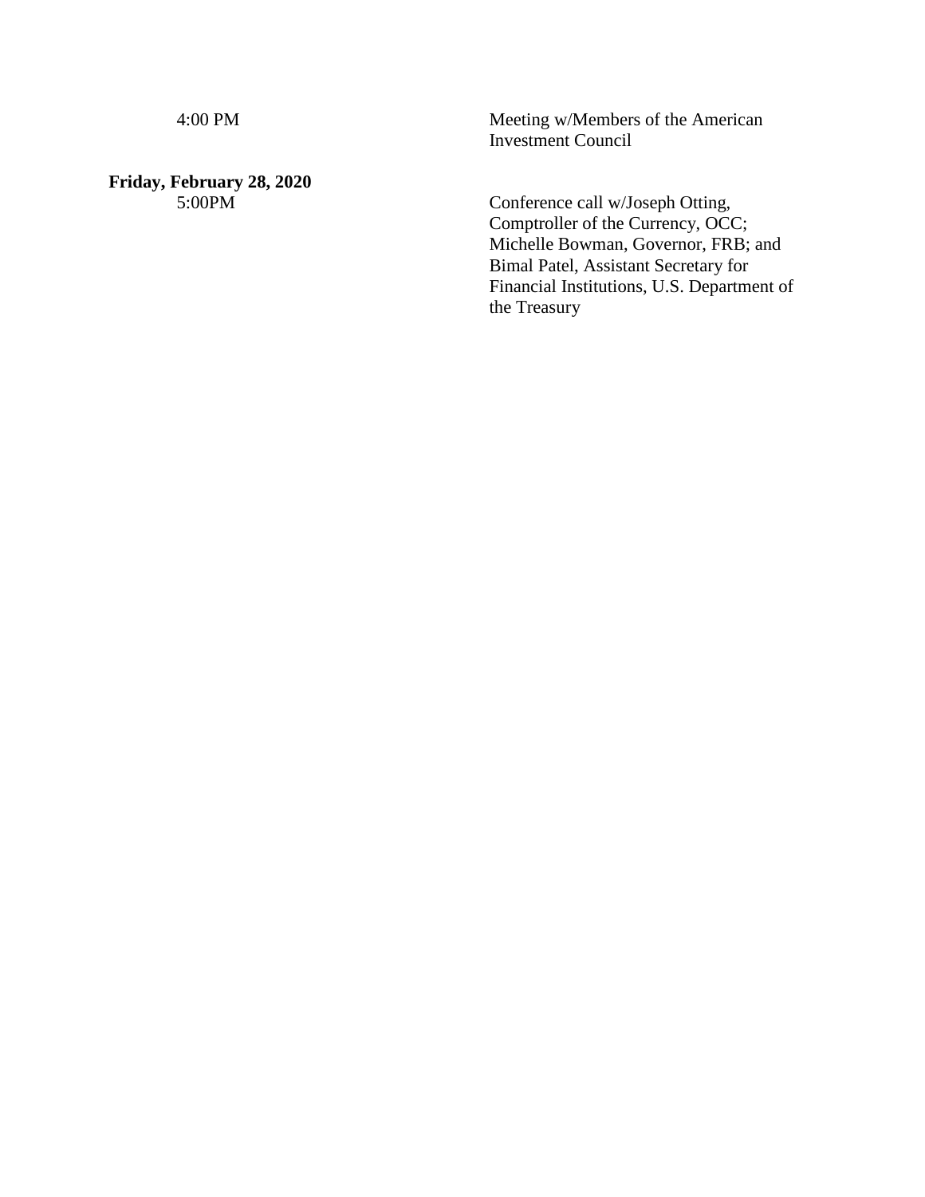| | |
|---|---|
| 4:00 PM | Meeting w/Members of the American Investment Council |
| **Friday, February 28, 2020** | |
| 5:00PM | Conference call w/Joseph Otting, Comptroller of the Currency, OCC; Michelle Bowman, Governor, FRB; and Bimal Patel, Assistant Secretary for Financial Institutions, U.S. Department of the Treasury |